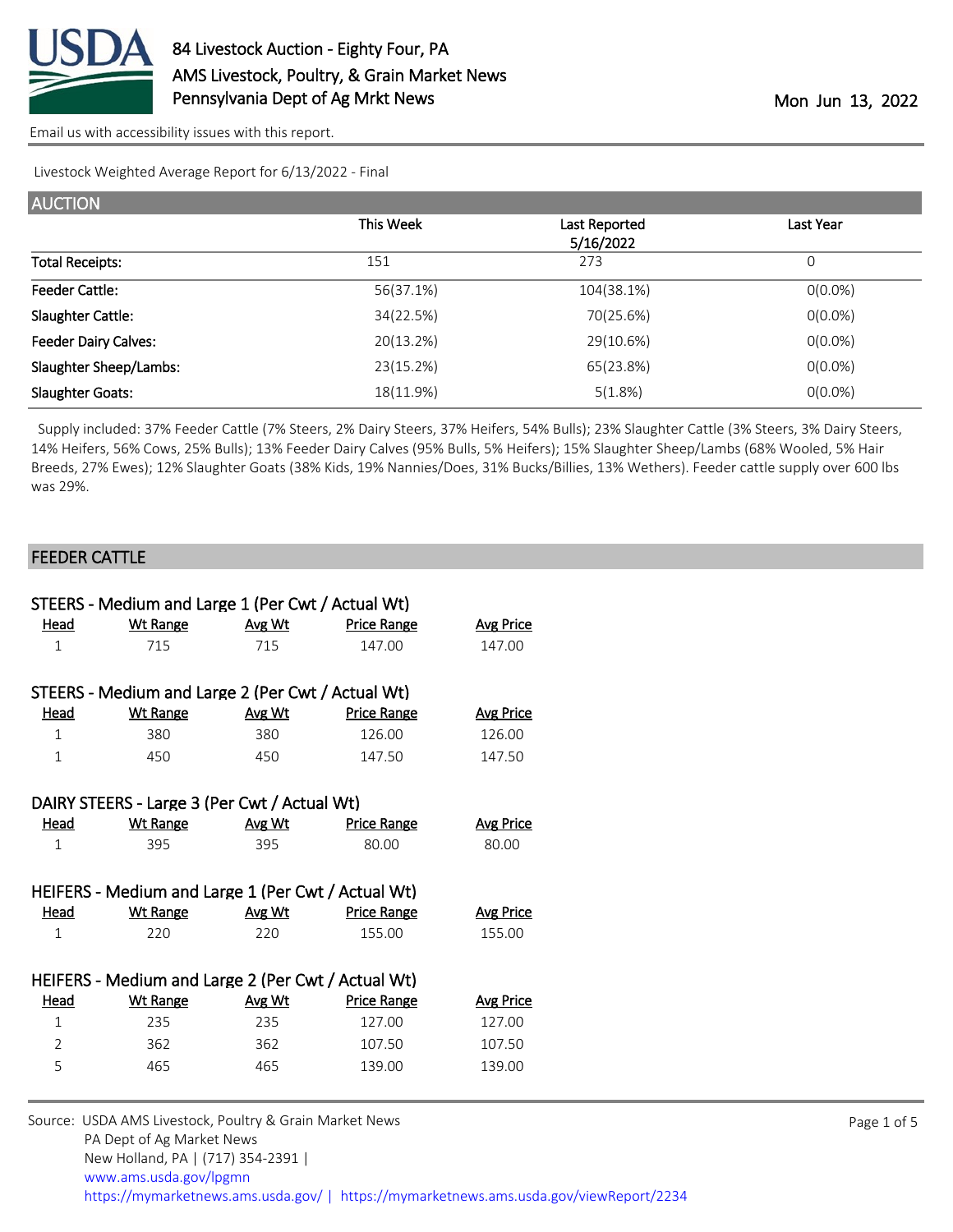# 84 Livestock Auction - Eighty Four, PA

AMS Livestock, Poultry, & Grain Market News

Pennsylvania Dept of Ag Mrkt News

Mon Jun 13, 2022

Email us with accessibility issues with this report.

Livestock Weighted Average Report for 6/13/2022 - Final

## AUCTION

| | This Week | Last Reported 5/16/2022 | Last Year |
|---|---|---|---|
| Total Receipts: | 151 | 273 | 0 |
| Feeder Cattle: | 56(37.1%) | 104(38.1%) | 0(0.0%) |
| Slaughter Cattle: | 34(22.5%) | 70(25.6%) | 0(0.0%) |
| Feeder Dairy Calves: | 20(13.2%) | 29(10.6%) | 0(0.0%) |
| Slaughter Sheep/Lambs: | 23(15.2%) | 65(23.8%) | 0(0.0%) |
| Slaughter Goats: | 18(11.9%) | 5(1.8%) | 0(0.0%) |

Supply included: 37% Feeder Cattle (7% Steers, 2% Dairy Steers, 37% Heifers, 54% Bulls); 23% Slaughter Cattle (3% Steers, 3% Dairy Steers, 14% Heifers, 56% Cows, 25% Bulls); 13% Feeder Dairy Calves (95% Bulls, 5% Heifers); 15% Slaughter Sheep/Lambs (68% Wooled, 5% Hair Breeds, 27% Ewes); 12% Slaughter Goats (38% Kids, 19% Nannies/Does, 31% Bucks/Billies, 13% Wethers). Feeder cattle supply over 600 lbs was 29%.

## FEEDER CATTLE

### STEERS - Medium and Large 1 (Per Cwt / Actual Wt)

| Head | Wt Range | Avg Wt | Price Range | Avg Price |
|---|---|---|---|---|
| 1 | 715 | 715 | 147.00 | 147.00 |

### STEERS - Medium and Large 2 (Per Cwt / Actual Wt)

| Head | Wt Range | Avg Wt | Price Range | Avg Price |
|---|---|---|---|---|
| 1 | 380 | 380 | 126.00 | 126.00 |
| 1 | 450 | 450 | 147.50 | 147.50 |

### DAIRY STEERS - Large 3 (Per Cwt / Actual Wt)

| Head | Wt Range | Avg Wt | Price Range | Avg Price |
|---|---|---|---|---|
| 1 | 395 | 395 | 80.00 | 80.00 |

### HEIFERS - Medium and Large 1 (Per Cwt / Actual Wt)

| Head | Wt Range | Avg Wt | Price Range | Avg Price |
|---|---|---|---|---|
| 1 | 220 | 220 | 155.00 | 155.00 |

### HEIFERS - Medium and Large 2 (Per Cwt / Actual Wt)

| Head | Wt Range | Avg Wt | Price Range | Avg Price |
|---|---|---|---|---|
| 1 | 235 | 235 | 127.00 | 127.00 |
| 2 | 362 | 362 | 107.50 | 107.50 |
| 5 | 465 | 465 | 139.00 | 139.00 |

Source: USDA AMS Livestock, Poultry & Grain Market News
PA Dept of Ag Market News
New Holland, PA | (717) 354-2391 |
www.ams.usda.gov/lpgmn
https://mymarketnews.ams.usda.gov/ | https://mymarketnews.ams.usda.gov/viewReport/2234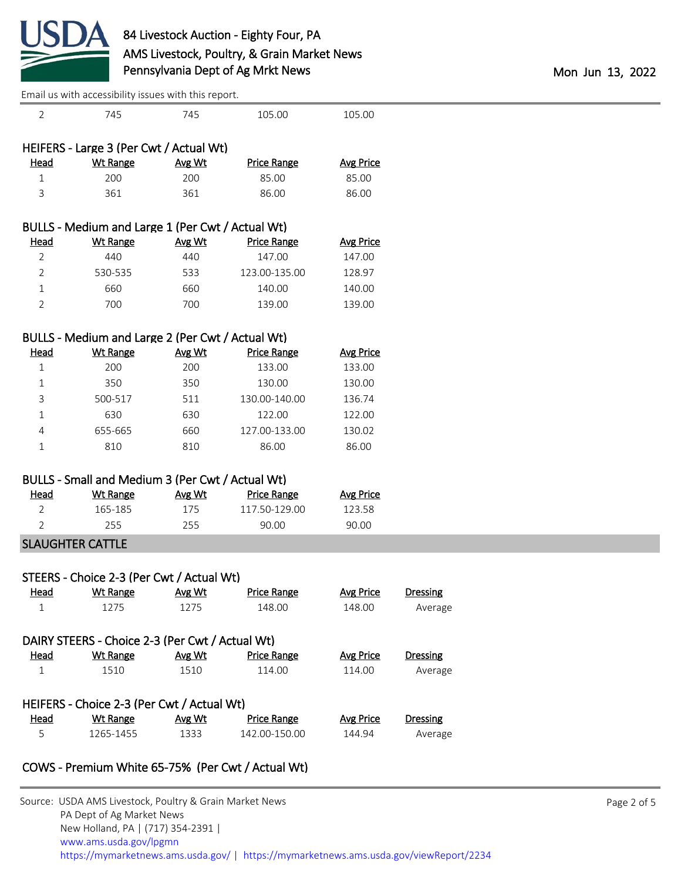| Head | Wt Range | Avg Wt | Price Range | Avg Price |
|---|---|---|---|---|
| 2 | 745 | 745 | 105.00 | 105.00 |

### HEIFERS - Large 3 (Per Cwt / Actual Wt)

| Head | Wt Range | Avg Wt | Price Range | Avg Price |
|---|---|---|---|---|
| 1 | 200 | 200 | 85.00 | 85.00 |
| 3 | 361 | 361 | 86.00 | 86.00 |

### BULLS - Medium and Large 1 (Per Cwt / Actual Wt)

| Head | Wt Range | Avg Wt | Price Range | Avg Price |
|---|---|---|---|---|
| 2 | 440 | 440 | 147.00 | 147.00 |
| 2 | 530-535 | 533 | 123.00-135.00 | 128.97 |
| 1 | 660 | 660 | 140.00 | 140.00 |
| 2 | 700 | 700 | 139.00 | 139.00 |

### BULLS - Medium and Large 2 (Per Cwt / Actual Wt)

| Head | Wt Range | Avg Wt | Price Range | Avg Price |
|---|---|---|---|---|
| 1 | 200 | 200 | 133.00 | 133.00 |
| 1 | 350 | 350 | 130.00 | 130.00 |
| 3 | 500-517 | 511 | 130.00-140.00 | 136.74 |
| 1 | 630 | 630 | 122.00 | 122.00 |
| 4 | 655-665 | 660 | 127.00-133.00 | 130.02 |
| 1 | 810 | 810 | 86.00 | 86.00 |

### BULLS - Small and Medium 3 (Per Cwt / Actual Wt)

| Head | Wt Range | Avg Wt | Price Range | Avg Price |
|---|---|---|---|---|
| 2 | 165-185 | 175 | 117.50-129.00 | 123.58 |
| 2 | 255 | 255 | 90.00 | 90.00 |

## SLAUGHTER CATTLE

### STEERS - Choice 2-3 (Per Cwt / Actual Wt)

| Head | Wt Range | Avg Wt | Price Range | Avg Price | Dressing |
|---|---|---|---|---|---|
| 1 | 1275 | 1275 | 148.00 | 148.00 | Average |

### DAIRY STEERS - Choice 2-3 (Per Cwt / Actual Wt)

| Head | Wt Range | Avg Wt | Price Range | Avg Price | Dressing |
|---|---|---|---|---|---|
| 1 | 1510 | 1510 | 114.00 | 114.00 | Average |

### HEIFERS - Choice 2-3 (Per Cwt / Actual Wt)

| Head | Wt Range | Avg Wt | Price Range | Avg Price | Dressing |
|---|---|---|---|---|---|
| 5 | 1265-1455 | 1333 | 142.00-150.00 | 144.94 | Average |

### COWS - Premium White 65-75% (Per Cwt / Actual Wt)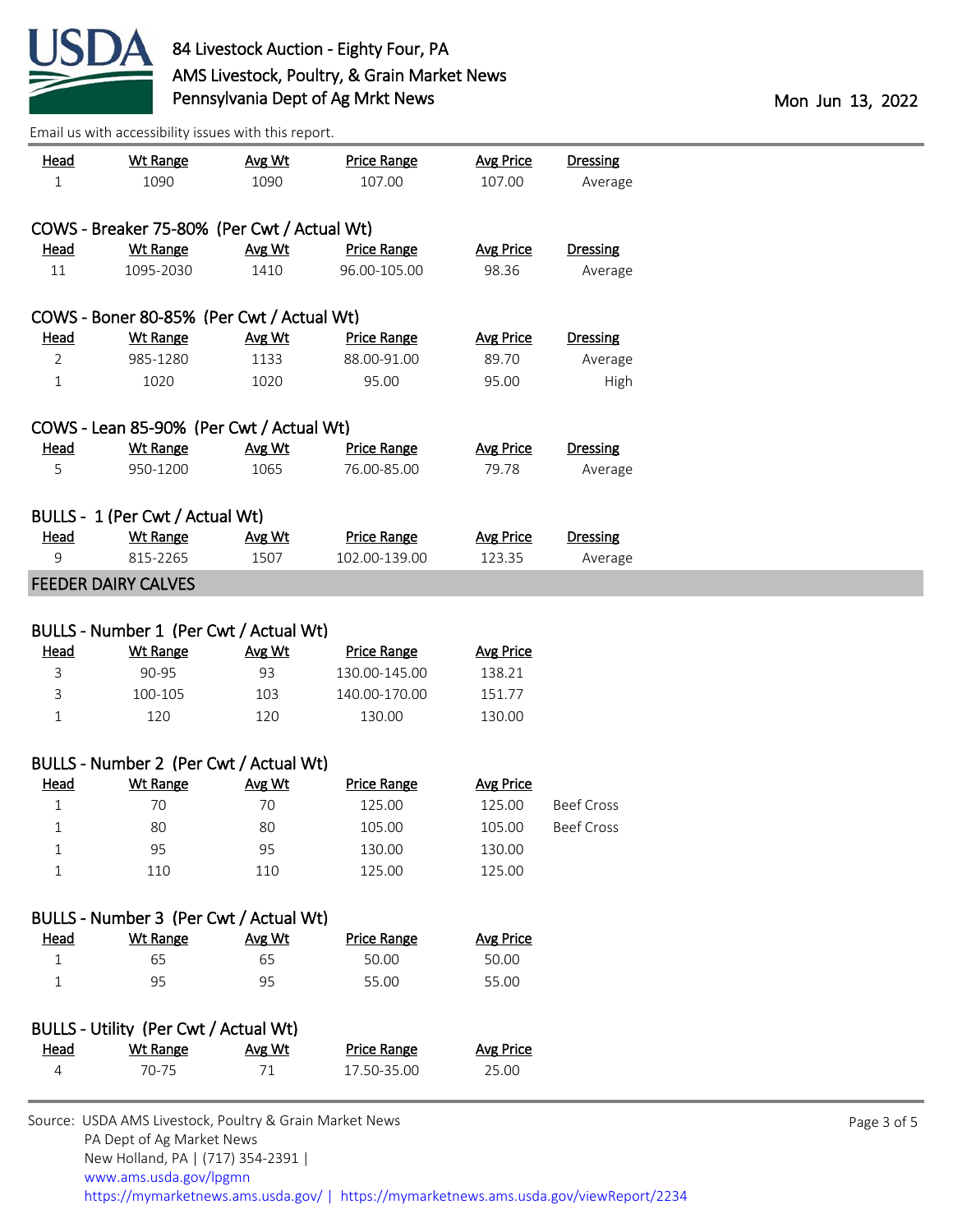Email us with accessibility issues with this report.

| Head | Wt Range | Avg Wt | Price Range | Avg Price | Dressing |
|---|---|---|---|---|---|
| 1 | 1090 | 1090 | 107.00 | 107.00 | Average |

### COWS - Breaker 75-80% (Per Cwt / Actual Wt)

| Head | Wt Range | Avg Wt | Price Range | Avg Price | Dressing |
|---|---|---|---|---|---|
| 11 | 1095-2030 | 1410 | 96.00-105.00 | 98.36 | Average |

### COWS - Boner 80-85% (Per Cwt / Actual Wt)

| Head | Wt Range | Avg Wt | Price Range | Avg Price | Dressing |
|---|---|---|---|---|---|
| 2 | 985-1280 | 1133 | 88.00-91.00 | 89.70 | Average |
| 1 | 1020 | 1020 | 95.00 | 95.00 | High |

### COWS - Lean 85-90% (Per Cwt / Actual Wt)

| Head | Wt Range | Avg Wt | Price Range | Avg Price | Dressing |
|---|---|---|---|---|---|
| 5 | 950-1200 | 1065 | 76.00-85.00 | 79.78 | Average |

### BULLS - 1 (Per Cwt / Actual Wt)

| Head | Wt Range | Avg Wt | Price Range | Avg Price | Dressing |
|---|---|---|---|---|---|
| 9 | 815-2265 | 1507 | 102.00-139.00 | 123.35 | Average |

## FEEDER DAIRY CALVES

### BULLS - Number 1 (Per Cwt / Actual Wt)

| Head | Wt Range | Avg Wt | Price Range | Avg Price |
|---|---|---|---|---|
| 3 | 90-95 | 93 | 130.00-145.00 | 138.21 |
| 3 | 100-105 | 103 | 140.00-170.00 | 151.77 |
| 1 | 120 | 120 | 130.00 | 130.00 |

### BULLS - Number 2 (Per Cwt / Actual Wt)

| Head | Wt Range | Avg Wt | Price Range | Avg Price | |
|---|---|---|---|---|---|
| 1 | 70 | 70 | 125.00 | 125.00 | Beef Cross |
| 1 | 80 | 80 | 105.00 | 105.00 | Beef Cross |
| 1 | 95 | 95 | 130.00 | 130.00 | |
| 1 | 110 | 110 | 125.00 | 125.00 | |

### BULLS - Number 3 (Per Cwt / Actual Wt)

| Head | Wt Range | Avg Wt | Price Range | Avg Price |
|---|---|---|---|---|
| 1 | 65 | 65 | 50.00 | 50.00 |
| 1 | 95 | 95 | 55.00 | 55.00 |

### BULLS - Utility (Per Cwt / Actual Wt)

| Head | Wt Range | Avg Wt | Price Range | Avg Price |
|---|---|---|---|---|
| 4 | 70-75 | 71 | 17.50-35.00 | 25.00 |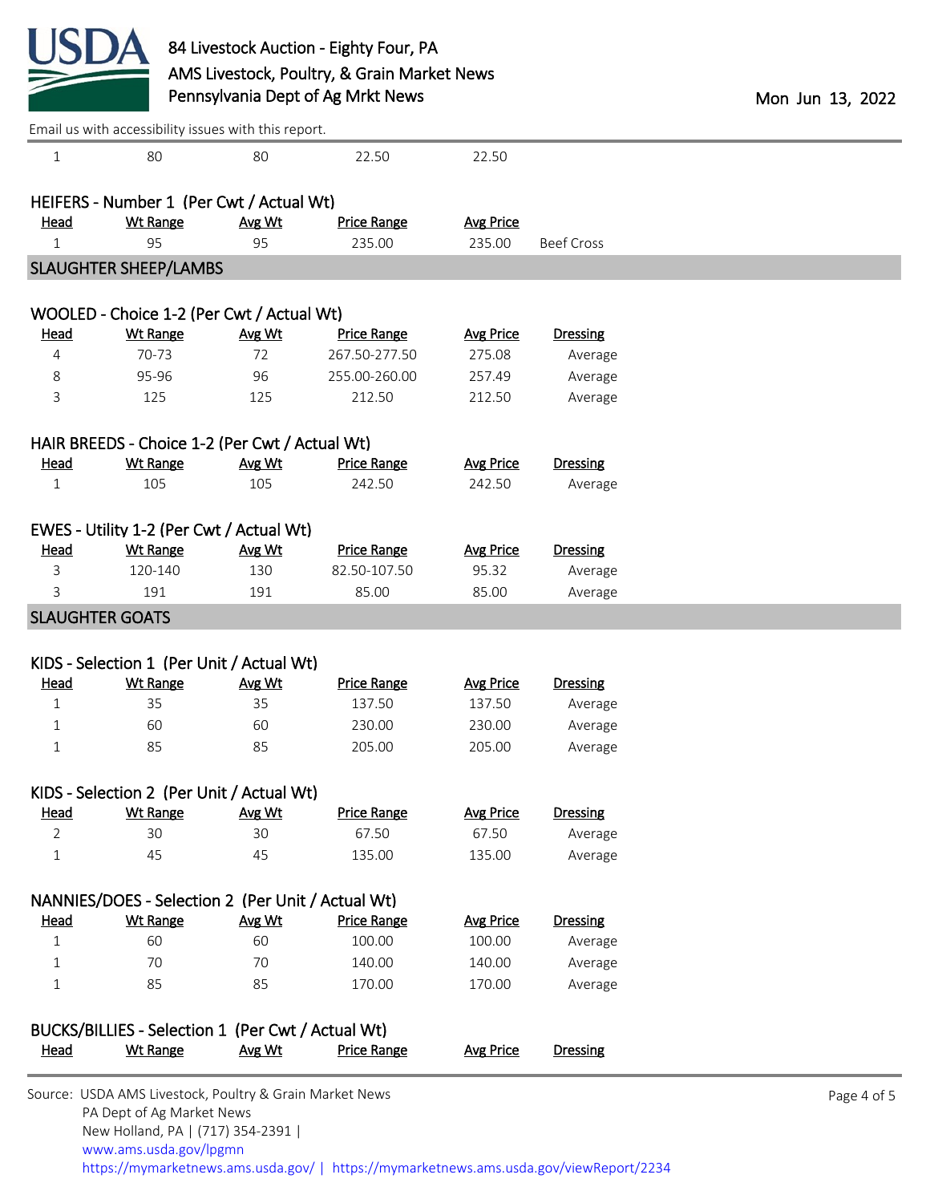Email us with accessibility issues with this report.

| | | | | | |
|---|---|---|---|---|---|
| 1 | 80 | 80 | 22.50 | 22.50 | |

HEIFERS - Number 1 (Per Cwt / Actual Wt)

| Head | Wt Range | Avg Wt | Price Range | Avg Price | |
|---|---|---|---|---|---|
| 1 | 95 | 95 | 235.00 | 235.00 | Beef Cross |

## SLAUGHTER SHEEP/LAMBS

WOOLED - Choice 1-2 (Per Cwt / Actual Wt)

| Head | Wt Range | Avg Wt | Price Range | Avg Price | Dressing |
|---|---|---|---|---|---|
| 4 | 70-73 | 72 | 267.50-277.50 | 275.08 | Average |
| 8 | 95-96 | 96 | 255.00-260.00 | 257.49 | Average |
| 3 | 125 | 125 | 212.50 | 212.50 | Average |

HAIR BREEDS - Choice 1-2 (Per Cwt / Actual Wt)

| Head | Wt Range | Avg Wt | Price Range | Avg Price | Dressing |
|---|---|---|---|---|---|
| 1 | 105 | 105 | 242.50 | 242.50 | Average |

EWES - Utility 1-2 (Per Cwt / Actual Wt)

| Head | Wt Range | Avg Wt | Price Range | Avg Price | Dressing |
|---|---|---|---|---|---|
| 3 | 120-140 | 130 | 82.50-107.50 | 95.32 | Average |
| 3 | 191 | 191 | 85.00 | 85.00 | Average |

## SLAUGHTER GOATS

KIDS - Selection 1 (Per Unit / Actual Wt)

| Head | Wt Range | Avg Wt | Price Range | Avg Price | Dressing |
|---|---|---|---|---|---|
| 1 | 35 | 35 | 137.50 | 137.50 | Average |
| 1 | 60 | 60 | 230.00 | 230.00 | Average |
| 1 | 85 | 85 | 205.00 | 205.00 | Average |

KIDS - Selection 2 (Per Unit / Actual Wt)

| Head | Wt Range | Avg Wt | Price Range | Avg Price | Dressing |
|---|---|---|---|---|---|
| 2 | 30 | 30 | 67.50 | 67.50 | Average |
| 1 | 45 | 45 | 135.00 | 135.00 | Average |

NANNIES/DOES - Selection 2 (Per Unit / Actual Wt)

| Head | Wt Range | Avg Wt | Price Range | Avg Price | Dressing |
|---|---|---|---|---|---|
| 1 | 60 | 60 | 100.00 | 100.00 | Average |
| 1 | 70 | 70 | 140.00 | 140.00 | Average |
| 1 | 85 | 85 | 170.00 | 170.00 | Average |

BUCKS/BILLIES - Selection 1 (Per Cwt / Actual Wt)

| Head | Wt Range | Avg Wt | Price Range | Avg Price | Dressing |
|---|---|---|---|---|---|

Source: USDA AMS Livestock, Poultry & Grain Market News
PA Dept of Ag Market News
New Holland, PA | (717) 354-2391 |
www.ams.usda.gov/lpgmn
https://mymarketnews.ams.usda.gov/ | https://mymarketnews.ams.usda.gov/viewReport/2234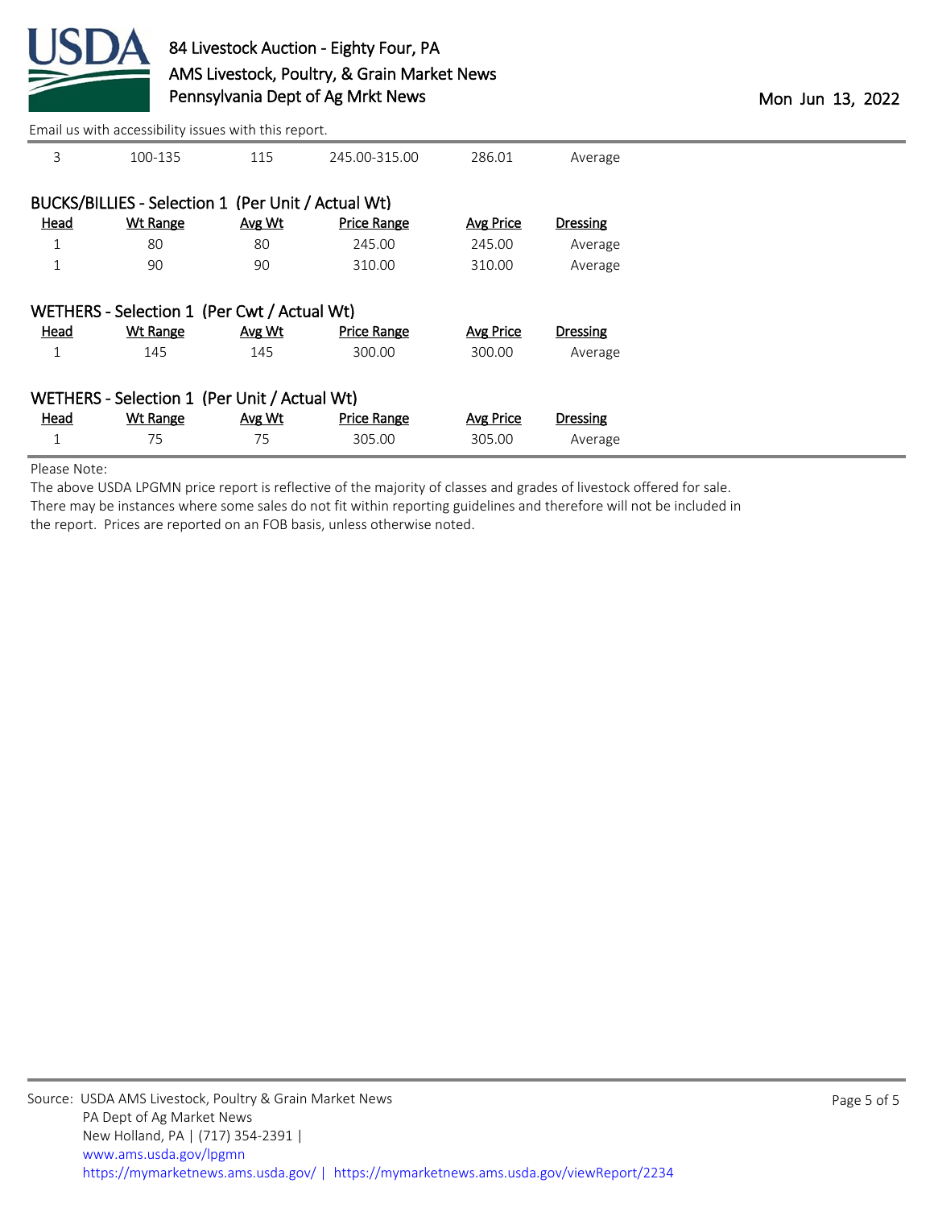| Head | Wt Range | Avg Wt | Price Range | Avg Price | Dressing |
|---|---|---|---|---|---|
| 3 | 100-135 | 115 | 245.00-315.00 | 286.01 | Average |

### BUCKS/BILLIES - Selection 1 (Per Unit / Actual Wt)

| Head | Wt Range | Avg Wt | Price Range | Avg Price | Dressing |
|---|---|---|---|---|---|
| 1 | 80 | 80 | 245.00 | 245.00 | Average |
| 1 | 90 | 90 | 310.00 | 310.00 | Average |

### WETHERS - Selection 1 (Per Cwt / Actual Wt)

| Head | Wt Range | Avg Wt | Price Range | Avg Price | Dressing |
|---|---|---|---|---|---|
| 1 | 145 | 145 | 300.00 | 300.00 | Average |

### WETHERS - Selection 1 (Per Unit / Actual Wt)

| Head | Wt Range | Avg Wt | Price Range | Avg Price | Dressing |
|---|---|---|---|---|---|
| 1 | 75 | 75 | 305.00 | 305.00 | Average |

Please Note:

The above USDA LPGMN price report is reflective of the majority of classes and grades of livestock offered for sale. There may be instances where some sales do not fit within reporting guidelines and therefore will not be included in the report. Prices are reported on an FOB basis, unless otherwise noted.

Source: USDA AMS Livestock, Poultry & Grain Market News
PA Dept of Ag Market News
New Holland, PA | (717) 354-2391 |
www.ams.usda.gov/lpgmn
https://mymarketnews.ams.usda.gov/ | https://mymarketnews.ams.usda.gov/viewReport/2234